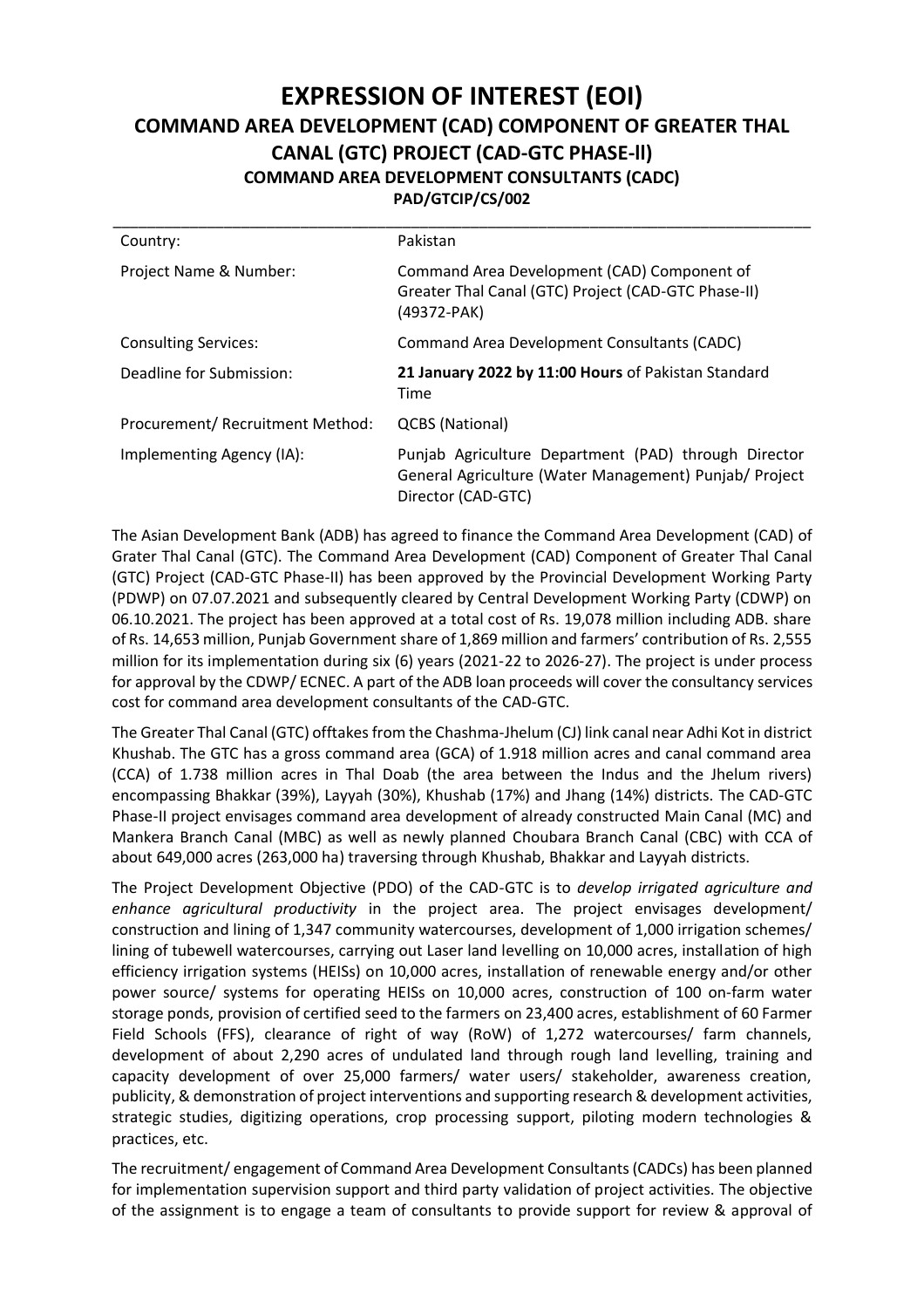# EXPRESSION OF INTEREST (EOI)

## COMMAND AREA DEVELOPMENT (CAD) COMPONENT OF GREATER THAL CANAL (GTC) PROJECT (CAD-GTC PHASE-II)

### COMMAND AREA DEVELOPMENT CONSULTANTS (CADC)

**PAD/GTCIP/CS/002**

| | |
|---|---|
| Country: | Pakistan |
| Project Name & Number: | Command Area Development (CAD) Component of Greater Thal Canal (GTC) Project (CAD-GTC Phase-II) (49372-PAK) |
| Consulting Services: | Command Area Development Consultants (CADC) |
| Deadline for Submission: | **21 January 2022 by 11:00 Hours** of Pakistan Standard Time |
| Procurement/ Recruitment Method: | QCBS (National) |
| Implementing Agency (IA): | Punjab Agriculture Department (PAD) through Director General Agriculture (Water Management) Punjab/ Project Director (CAD-GTC) |

The Asian Development Bank (ADB) has agreed to finance the Command Area Development (CAD) of Grater Thal Canal (GTC). The Command Area Development (CAD) Component of Greater Thal Canal (GTC) Project (CAD-GTC Phase-II) has been approved by the Provincial Development Working Party (PDWP) on 07.07.2021 and subsequently cleared by Central Development Working Party (CDWP) on 06.10.2021. The project has been approved at a total cost of Rs. 19,078 million including ADB. share of Rs. 14,653 million, Punjab Government share of 1,869 million and farmers' contribution of Rs. 2,555 million for its implementation during six (6) years (2021-22 to 2026-27). The project is under process for approval by the CDWP/ ECNEC. A part of the ADB loan proceeds will cover the consultancy services cost for command area development consultants of the CAD-GTC.

The Greater Thal Canal (GTC) offtakes from the Chashma-Jhelum (CJ) link canal near Adhi Kot in district Khushab. The GTC has a gross command area (GCA) of 1.918 million acres and canal command area (CCA) of 1.738 million acres in Thal Doab (the area between the Indus and the Jhelum rivers) encompassing Bhakkar (39%), Layyah (30%), Khushab (17%) and Jhang (14%) districts. The CAD-GTC Phase-II project envisages command area development of already constructed Main Canal (MC) and Mankera Branch Canal (MBC) as well as newly planned Choubara Branch Canal (CBC) with CCA of about 649,000 acres (263,000 ha) traversing through Khushab, Bhakkar and Layyah districts.

The Project Development Objective (PDO) of the CAD-GTC is to *develop irrigated agriculture and enhance agricultural productivity* in the project area. The project envisages development/ construction and lining of 1,347 community watercourses, development of 1,000 irrigation schemes/ lining of tubewell watercourses, carrying out Laser land levelling on 10,000 acres, installation of high efficiency irrigation systems (HEISs) on 10,000 acres, installation of renewable energy and/or other power source/ systems for operating HEISs on 10,000 acres, construction of 100 on-farm water storage ponds, provision of certified seed to the farmers on 23,400 acres, establishment of 60 Farmer Field Schools (FFS), clearance of right of way (RoW) of 1,272 watercourses/ farm channels, development of about 2,290 acres of undulated land through rough land levelling, training and capacity development of over 25,000 farmers/ water users/ stakeholder, awareness creation, publicity, & demonstration of project interventions and supporting research & development activities, strategic studies, digitizing operations, crop processing support, piloting modern technologies & practices, etc.

The recruitment/ engagement of Command Area Development Consultants (CADCs) has been planned for implementation supervision support and third party validation of project activities. The objective of the assignment is to engage a team of consultants to provide support for review & approval of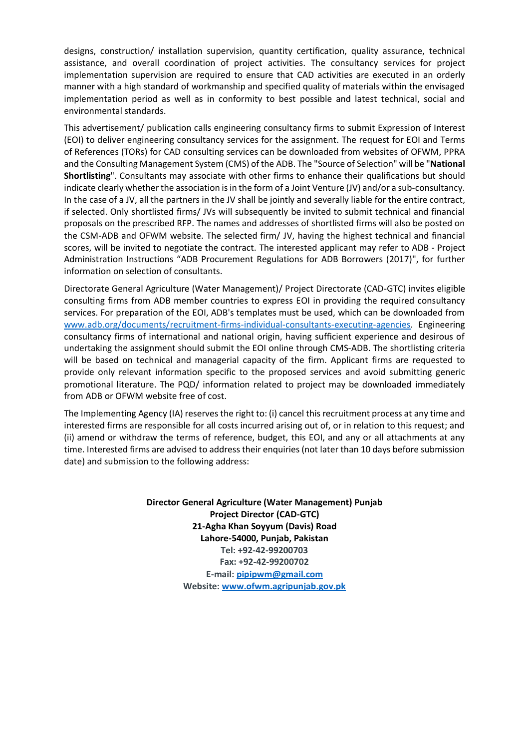designs, construction/ installation supervision, quantity certification, quality assurance, technical assistance, and overall coordination of project activities. The consultancy services for project implementation supervision are required to ensure that CAD activities are executed in an orderly manner with a high standard of workmanship and specified quality of materials within the envisaged implementation period as well as in conformity to best possible and latest technical, social and environmental standards.

This advertisement/ publication calls engineering consultancy firms to submit Expression of Interest (EOI) to deliver engineering consultancy services for the assignment. The request for EOI and Terms of References (TORs) for CAD consulting services can be downloaded from websites of OFWM, PPRA and the Consulting Management System (CMS) of the ADB. The "Source of Selection" will be "**National Shortlisting**". Consultants may associate with other firms to enhance their qualifications but should indicate clearly whether the association is in the form of a Joint Venture (JV) and/or a sub-consultancy. In the case of a JV, all the partners in the JV shall be jointly and severally liable for the entire contract, if selected. Only shortlisted firms/ JVs will subsequently be invited to submit technical and financial proposals on the prescribed RFP. The names and addresses of shortlisted firms will also be posted on the CSM-ADB and OFWM website. The selected firm/ JV, having the highest technical and financial scores, will be invited to negotiate the contract. The interested applicant may refer to ADB - Project Administration Instructions "ADB Procurement Regulations for ADB Borrowers (2017)", for further information on selection of consultants.

Directorate General Agriculture (Water Management)/ Project Directorate (CAD-GTC) invites eligible consulting firms from ADB member countries to express EOI in providing the required consultancy services. For preparation of the EOI, ADB's templates must be used, which can be downloaded from [www.adb.org/documents/recruitment-firms-individual-consultants-executing-agencies](www.adb.org/documents/recruitment-firms-individual-consultants-executing-agencies). Engineering consultancy firms of international and national origin, having sufficient experience and desirous of undertaking the assignment should submit the EOI online through CMS-ADB. The shortlisting criteria will be based on technical and managerial capacity of the firm. Applicant firms are requested to provide only relevant information specific to the proposed services and avoid submitting generic promotional literature. The PQD/ information related to project may be downloaded immediately from ADB or OFWM website free of cost.

The Implementing Agency (IA) reserves the right to: (i) cancel this recruitment process at any time and interested firms are responsible for all costs incurred arising out of, or in relation to this request; and (ii) amend or withdraw the terms of reference, budget, this EOI, and any or all attachments at any time. Interested firms are advised to address their enquiries (not later than 10 days before submission date) and submission to the following address:

**Director General Agriculture (Water Management) Punjab**
**Project Director (CAD-GTC)**
**21-Agha Khan Soyyum (Davis) Road**
**Lahore-54000, Punjab, Pakistan**
**Tel: +92-42-99200703**
**Fax: +92-42-99200702**
**E-mail: [pipipwm@gmail.com](mailto:pipipwm@gmail.com)**
**Website: [www.ofwm.agripunjab.gov.pk](www.ofwm.agripunjab.gov.pk)**